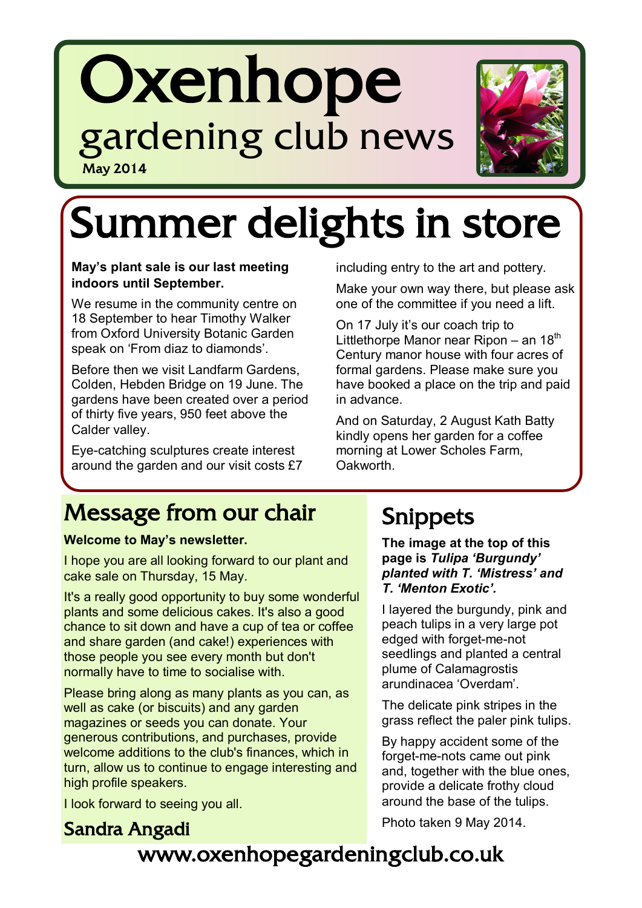# Oxenhope

## gardening club news

May 2014

# Summer delights in store

**May's plant sale is our last meeting indoors until September.**

We resume in the community centre on 18 September to hear Timothy Walker from Oxford University Botanic Garden speak on 'From diaz to diamonds'.

Before then we visit Landfarm Gardens, Colden, Hebden Bridge on 19 June. The gardens have been created over a period of thirty five years, 950 feet above the Calder valley.

Eye-catching sculptures create interest around the garden and our visit costs £7 including entry to the art and pottery.

Make your own way there, but please ask one of the committee if you need a lift.

On 17 July it's our coach trip to Littlethorpe Manor near Ripon – an 18th Century manor house with four acres of formal gardens. Please make sure you have booked a place on the trip and paid in advance.

And on Saturday, 2 August Kath Batty kindly opens her garden for a coffee morning at Lower Scholes Farm, Oakworth.

## Message from our chair

**Welcome to May's newsletter.**

I hope you are all looking forward to our plant and cake sale on Thursday, 15 May.

It's a really good opportunity to buy some wonderful plants and some delicious cakes. It's also a good chance to sit down and have a cup of tea or coffee and share garden (and cake!) experiences with those people you see every month but don't normally have to time to socialise with.

Please bring along as many plants as you can, as well as cake (or biscuits) and any garden magazines or seeds you can donate. Your generous contributions, and purchases, provide welcome additions to the club's finances, which in turn, allow us to continue to engage interesting and high profile speakers.

I look forward to seeing you all.

**Sandra Angadi**

## Snippets

**The image at the top of this page is *Tulipa 'Burgundy' planted with T. 'Mistress' and T. 'Menton Exotic'.***

I layered the burgundy, pink and peach tulips in a very large pot edged with forget-me-not seedlings and planted a central plume of Calamagrostis arundinacea 'Overdam'.

The delicate pink stripes in the grass reflect the paler pink tulips.

By happy accident some of the forget-me-nots came out pink and, together with the blue ones, provide a delicate frothy cloud around the base of the tulips.

Photo taken 9 May 2014.

www.oxenhopegardeningclub.co.uk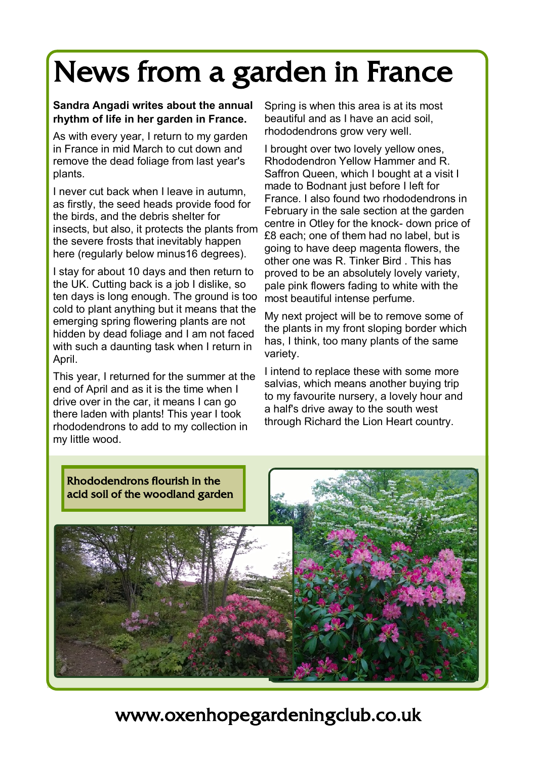# News from a garden in France

**Sandra Angadi writes about the annual rhythm of life in her garden in France.**

As with every year, I return to my garden in France in mid March to cut down and remove the dead foliage from last year's plants.

I never cut back when I leave in autumn, as firstly, the seed heads provide food for the birds, and the debris shelter for insects, but also, it protects the plants from the severe frosts that inevitably happen here (regularly below minus16 degrees).

I stay for about 10 days and then return to the UK. Cutting back is a job I dislike, so ten days is long enough. The ground is too cold to plant anything but it means that the emerging spring flowering plants are not hidden by dead foliage and I am not faced with such a daunting task when I return in April.

This year, I returned for the summer at the end of April and as it is the time when I drive over in the car, it means I can go there laden with plants! This year I took rhododendrons to add to my collection in my little wood.

Spring is when this area is at its most beautiful and as I have an acid soil, rhododendrons grow very well.

I brought over two lovely yellow ones, Rhododendron Yellow Hammer and R. Saffron Queen, which I bought at a visit I made to Bodnant just before I left for France. I also found two rhododendrons in February in the sale section at the garden centre in Otley for the knock- down price of £8 each; one of them had no label, but is going to have deep magenta flowers, the other one was R. Tinker Bird . This has proved to be an absolutely lovely variety, pale pink flowers fading to white with the most beautiful intense perfume.

My next project will be to remove some of the plants in my front sloping border which has, I think, too many plants of the same variety.

I intend to replace these with some more salvias, which means another buying trip to my favourite nursery, a lovely hour and a half's drive away to the south west through Richard the Lion Heart country.

Rhododendrons flourish in the acid soil of the woodland garden

www.oxenhopegardeningclub.co.uk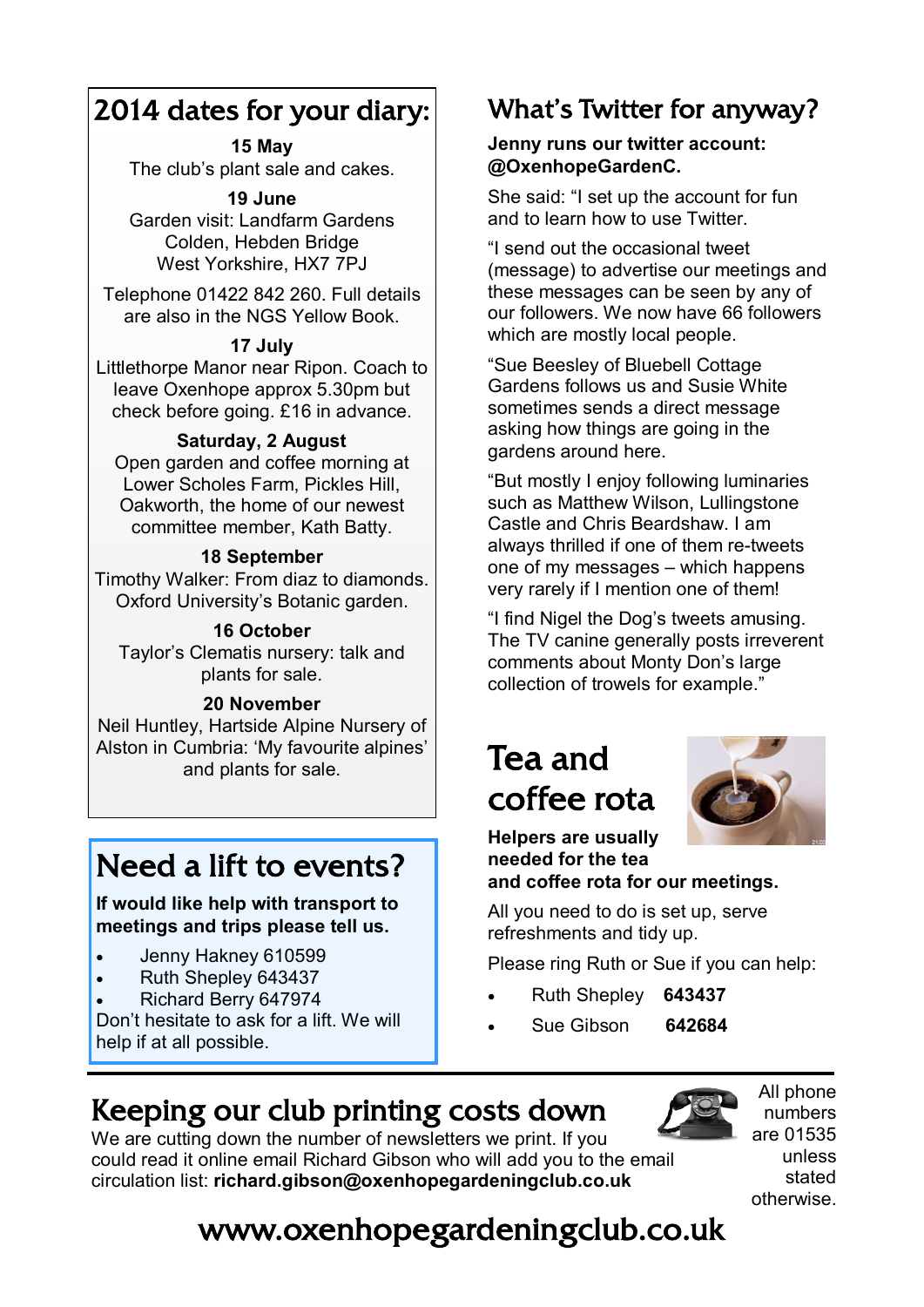## 2014 dates for your diary:

**15 May**
The club's plant sale and cakes.

**19 June**
Garden visit: Landfarm Gardens
Colden, Hebden Bridge
West Yorkshire, HX7 7PJ

Telephone 01422 842 260. Full details are also in the NGS Yellow Book.

**17 July**
Littlethorpe Manor near Ripon. Coach to leave Oxenhope approx 5.30pm but check before going. £16 in advance.

**Saturday, 2 August**
Open garden and coffee morning at Lower Scholes Farm, Pickles Hill, Oakworth, the home of our newest committee member, Kath Batty.

**18 September**
Timothy Walker: From diaz to diamonds. Oxford University's Botanic garden.

**16 October**
Taylor's Clematis nursery: talk and plants for sale.

**20 November**
Neil Huntley, Hartside Alpine Nursery of Alston in Cumbria: 'My favourite alpines' and plants for sale.

## Need a lift to events?

**If would like help with transport to meetings and trips please tell us.**

- Jenny Hakney 610599
- Ruth Shepley 643437
- Richard Berry 647974

Don't hesitate to ask for a lift. We will help if at all possible.

## What's Twitter for anyway?

**Jenny runs our twitter account: @OxenhopeGardenC.**

She said: "I set up the account for fun and to learn how to use Twitter.

"I send out the occasional tweet (message) to advertise our meetings and these messages can be seen by any of our followers. We now have 66 followers which are mostly local people.

"Sue Beesley of Bluebell Cottage Gardens follows us and Susie White sometimes sends a direct message asking how things are going in the gardens around here.

"But mostly I enjoy following luminaries such as Matthew Wilson, Lullingstone Castle and Chris Beardshaw. I am always thrilled if one of them re-tweets one of my messages – which happens very rarely if I mention one of them!

"I find Nigel the Dog's tweets amusing. The TV canine generally posts irreverent comments about Monty Don's large collection of trowels for example."

## Tea and coffee rota

**Helpers are usually needed for the tea and coffee rota for our meetings.**

All you need to do is set up, serve refreshments and tidy up.

Please ring Ruth or Sue if you can help:

- Ruth Shepley **643437**
- Sue Gibson **642684**

## Keeping our club printing costs down

We are cutting down the number of newsletters we print. If you could read it online email Richard Gibson who will add you to the email circulation list: **richard.gibson@oxenhopegardeningclub.co.uk**

All phone numbers are 01535 unless stated otherwise.

## www.oxenhopegardeningclub.co.uk